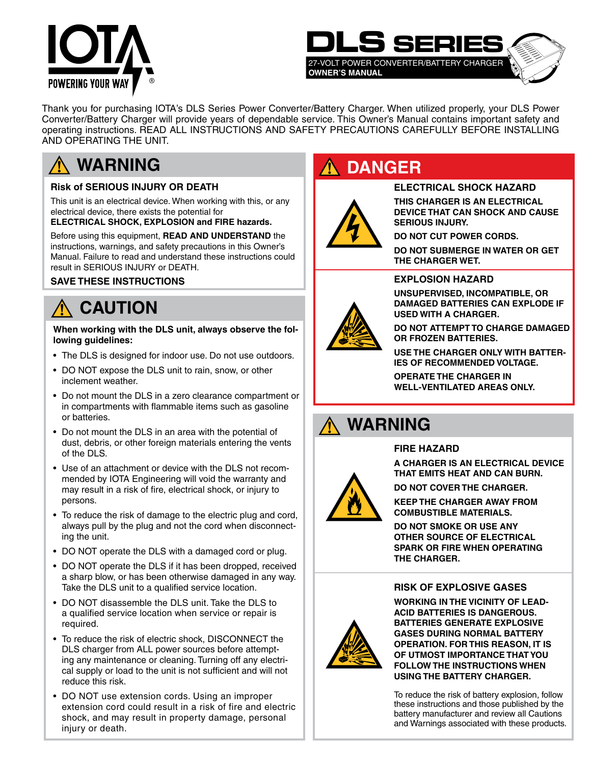# IOTA

POWERING YOUR WAY ®

# DLS SERIES

27-VOLT POWER CONVERTER/BATTERY CHARGER

**OWNER'S MANUAL**

Thank you for purchasing IOTA's DLS Series Power Converter/Battery Charger. When utilized properly, your DLS Power Converter/Battery Charger will provide years of dependable service. This Owner's Manual contains important safety and operating instructions. READ ALL INSTRUCTIONS AND SAFETY PRECAUTIONS CAREFULLY BEFORE INSTALLING AND OPERATING THE UNIT.

## ⚠ WARNING

**Risk of SERIOUS INJURY OR DEATH**

This unit is an electrical device. When working with this, or any electrical device, there exists the potential for
**ELECTRICAL SHOCK, EXPLOSION and FIRE hazards.**

Before using this equipment, **READ AND UNDERSTAND** the instructions, warnings, and safety precautions in this Owner's Manual. Failure to read and understand these instructions could result in SERIOUS INJURY or DEATH.

**SAVE THESE INSTRUCTIONS**

## ⚠ CAUTION

**When working with the DLS unit, always observe the following guidelines:**

- The DLS is designed for indoor use. Do not use outdoors.
- DO NOT expose the DLS unit to rain, snow, or other inclement weather.
- Do not mount the DLS in a zero clearance compartment or in compartments with flammable items such as gasoline or batteries.
- Do not mount the DLS in an area with the potential of dust, debris, or other foreign materials entering the vents of the DLS.
- Use of an attachment or device with the DLS not recommended by IOTA Engineering will void the warranty and may result in a risk of fire, electrical shock, or injury to persons.
- To reduce the risk of damage to the electric plug and cord, always pull by the plug and not the cord when disconnecting the unit.
- DO NOT operate the DLS with a damaged cord or plug.
- DO NOT operate the DLS if it has been dropped, received a sharp blow, or has been otherwise damaged in any way. Take the DLS unit to a qualified service location.
- DO NOT disassemble the DLS unit. Take the DLS to a qualified service location when service or repair is required.
- To reduce the risk of electric shock, DISCONNECT the DLS charger from ALL power sources before attempting any maintenance or cleaning. Turning off any electrical supply or load to the unit is not sufficient and will not reduce this risk.
- DO NOT use extension cords. Using an improper extension cord could result in a risk of fire and electric shock, and may result in property damage, personal injury or death.

## ⚠ DANGER

### ELECTRICAL SHOCK HAZARD

**THIS CHARGER IS AN ELECTRICAL DEVICE THAT CAN SHOCK AND CAUSE SERIOUS INJURY.**

**DO NOT CUT POWER CORDS.**

**DO NOT SUBMERGE IN WATER OR GET THE CHARGER WET.**

### EXPLOSION HAZARD

**UNSUPERVISED, INCOMPATIBLE, OR DAMAGED BATTERIES CAN EXPLODE IF USED WITH A CHARGER.**

**DO NOT ATTEMPT TO CHARGE DAMAGED OR FROZEN BATTERIES.**

**USE THE CHARGER ONLY WITH BATTERIES OF RECOMMENDED VOLTAGE.**

**OPERATE THE CHARGER IN WELL-VENTILATED AREAS ONLY.**

## ⚠ WARNING

### FIRE HAZARD

**A CHARGER IS AN ELECTRICAL DEVICE THAT EMITS HEAT AND CAN BURN.**

**DO NOT COVER THE CHARGER.**

**KEEP THE CHARGER AWAY FROM COMBUSTIBLE MATERIALS.**

**DO NOT SMOKE OR USE ANY OTHER SOURCE OF ELECTRICAL SPARK OR FIRE WHEN OPERATING THE CHARGER.**

### RISK OF EXPLOSIVE GASES

**WORKING IN THE VICINITY OF LEAD-ACID BATTERIES IS DANGEROUS. BATTERIES GENERATE EXPLOSIVE GASES DURING NORMAL BATTERY OPERATION. FOR THIS REASON, IT IS OF UTMOST IMPORTANCE THAT YOU FOLLOW THE INSTRUCTIONS WHEN USING THE BATTERY CHARGER.**

To reduce the risk of battery explosion, follow these instructions and those published by the battery manufacturer and review all Cautions and Warnings associated with these products.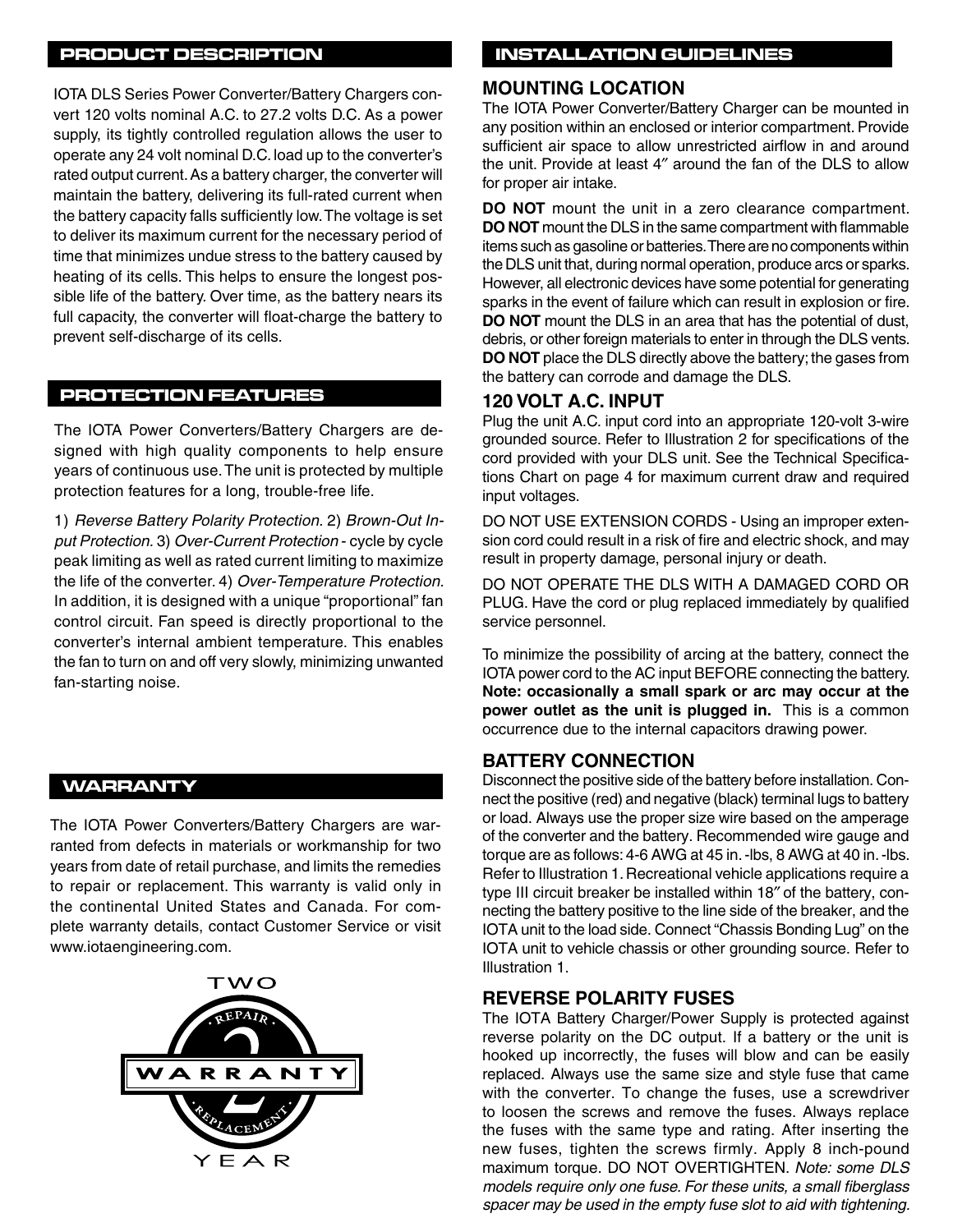## PRODUCT DESCRIPTION

IOTA DLS Series Power Converter/Battery Chargers convert 120 volts nominal A.C. to 27.2 volts D.C. As a power supply, its tightly controlled regulation allows the user to operate any 24 volt nominal D.C. load up to the converter's rated output current. As a battery charger, the converter will maintain the battery, delivering its full-rated current when the battery capacity falls sufficiently low. The voltage is set to deliver its maximum current for the necessary period of time that minimizes undue stress to the battery caused by heating of its cells. This helps to ensure the longest possible life of the battery. Over time, as the battery nears its full capacity, the converter will float-charge the battery to prevent self-discharge of its cells.

## PROTECTION FEATURES

The IOTA Power Converters/Battery Chargers are designed with high quality components to help ensure years of continuous use. The unit is protected by multiple protection features for a long, trouble-free life.

1) *Reverse Battery Polarity Protection.* 2) *Brown-Out Input Protection.* 3) *Over-Current Protection* - cycle by cycle peak limiting as well as rated current limiting to maximize the life of the converter. 4) *Over-Temperature Protection.* In addition, it is designed with a unique "proportional" fan control circuit. Fan speed is directly proportional to the converter's internal ambient temperature. This enables the fan to turn on and off very slowly, minimizing unwanted fan-starting noise.

## WARRANTY

The IOTA Power Converters/Battery Chargers are warranted from defects in materials or workmanship for two years from date of retail purchase, and limits the remedies to repair or replacement. This warranty is valid only in the continental United States and Canada. For complete warranty details, contact Customer Service or visit www.iotaengineering.com.

TWO YEAR WARRANTY · REPAIR · REPLACEMENT

## INSTALLATION GUIDELINES

### MOUNTING LOCATION

The IOTA Power Converter/Battery Charger can be mounted in any position within an enclosed or interior compartment. Provide sufficient air space to allow unrestricted airflow in and around the unit. Provide at least 4″ around the fan of the DLS to allow for proper air intake.

**DO NOT** mount the unit in a zero clearance compartment. **DO NOT** mount the DLS in the same compartment with flammable items such as gasoline or batteries. There are no components within the DLS unit that, during normal operation, produce arcs or sparks. However, all electronic devices have some potential for generating sparks in the event of failure which can result in explosion or fire. **DO NOT** mount the DLS in an area that has the potential of dust, debris, or other foreign materials to enter in through the DLS vents. **DO NOT** place the DLS directly above the battery; the gases from the battery can corrode and damage the DLS.

### 120 VOLT A.C. INPUT

Plug the unit A.C. input cord into an appropriate 120-volt 3-wire grounded source. Refer to Illustration 2 for specifications of the cord provided with your DLS unit. See the Technical Specifications Chart on page 4 for maximum current draw and required input voltages.

DO NOT USE EXTENSION CORDS - Using an improper extension cord could result in a risk of fire and electric shock, and may result in property damage, personal injury or death.

DO NOT OPERATE THE DLS WITH A DAMAGED CORD OR PLUG. Have the cord or plug replaced immediately by qualified service personnel.

To minimize the possibility of arcing at the battery, connect the IOTA power cord to the AC input BEFORE connecting the battery. **Note: occasionally a small spark or arc may occur at the power outlet as the unit is plugged in.** This is a common occurrence due to the internal capacitors drawing power.

### BATTERY CONNECTION

Disconnect the positive side of the battery before installation. Connect the positive (red) and negative (black) terminal lugs to battery or load. Always use the proper size wire based on the amperage of the converter and the battery. Recommended wire gauge and torque are as follows: 4-6 AWG at 45 in. -lbs, 8 AWG at 40 in. -lbs. Refer to Illustration 1. Recreational vehicle applications require a type III circuit breaker be installed within 18″ of the battery, connecting the battery positive to the line side of the breaker, and the IOTA unit to the load side. Connect "Chassis Bonding Lug" on the IOTA unit to vehicle chassis or other grounding source. Refer to Illustration 1.

### REVERSE POLARITY FUSES

The IOTA Battery Charger/Power Supply is protected against reverse polarity on the DC output. If a battery or the unit is hooked up incorrectly, the fuses will blow and can be easily replaced. Always use the same size and style fuse that came with the converter. To change the fuses, use a screwdriver to loosen the screws and remove the fuses. Always replace the fuses with the same type and rating. After inserting the new fuses, tighten the screws firmly. Apply 8 inch-pound maximum torque. DO NOT OVERTIGHTEN. *Note: some DLS models require only one fuse. For these units, a small fiberglass spacer may be used in the empty fuse slot to aid with tightening.*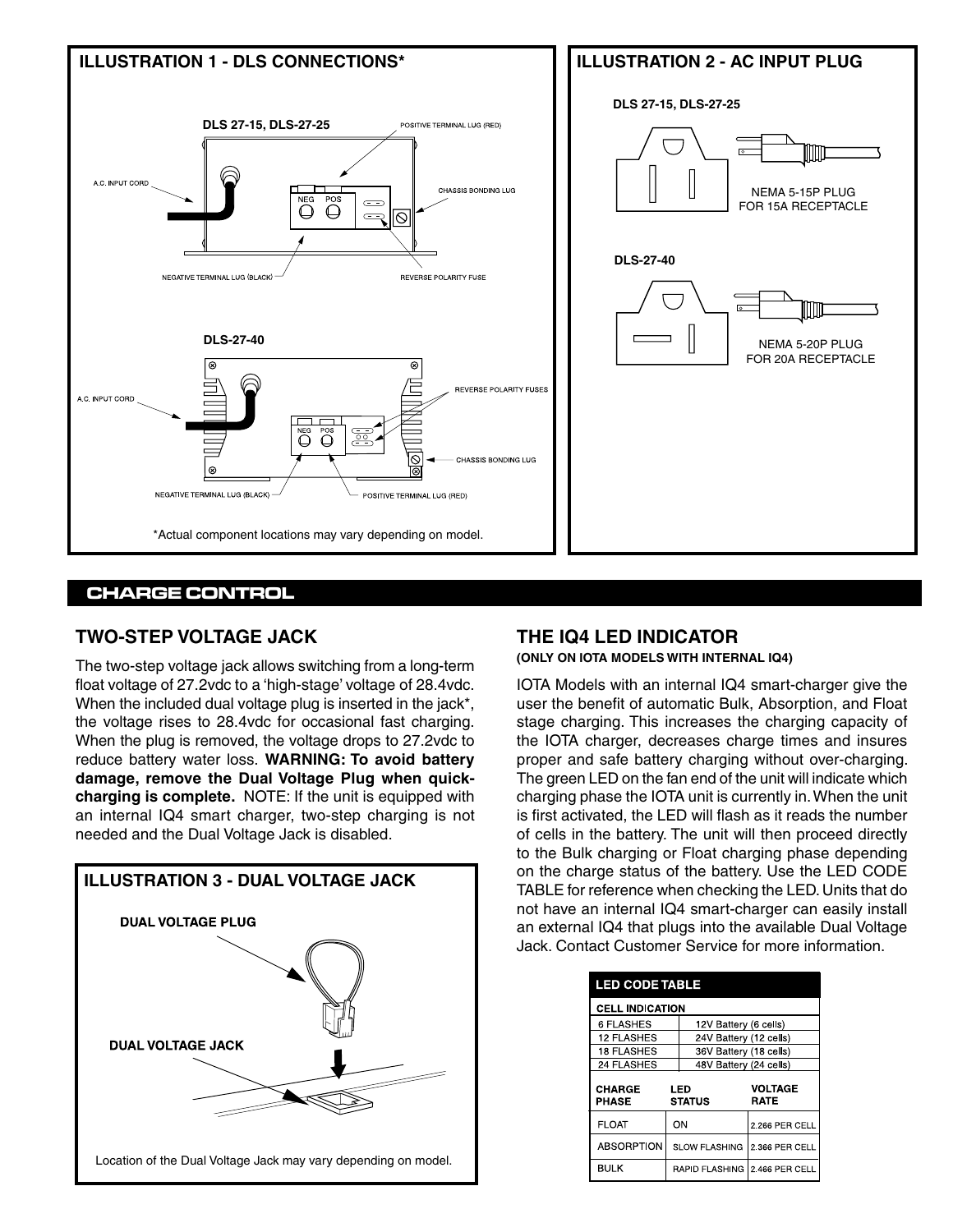## ILLUSTRATION 1 - DLS CONNECTIONS*

DLS 27-15, DLS-27-25

POSITIVE TERMINAL LUG (RED)

A.C. INPUT CORD

CHASSIS BONDING LUG

NEG POS

NEGATIVE TERMINAL LUG (BLACK)

REVERSE POLARITY FUSE

DLS-27-40

REVERSE POLARITY FUSES

A.C. INPUT CORD

CHASSIS BONDING LUG

NEGATIVE TERMINAL LUG (BLACK)

POSITIVE TERMINAL LUG (RED)

*Actual component locations may vary depending on model.

## ILLUSTRATION 2 - AC INPUT PLUG

DLS 27-15, DLS-27-25

NEMA 5-15P PLUG
FOR 15A RECEPTACLE

DLS-27-40

NEMA 5-20P PLUG
FOR 20A RECEPTACLE

# CHARGE CONTROL

## TWO-STEP VOLTAGE JACK

The two-step voltage jack allows switching from a long-term float voltage of 27.2vdc to a 'high-stage' voltage of 28.4vdc. When the included dual voltage plug is inserted in the jack*, the voltage rises to 28.4vdc for occasional fast charging. When the plug is removed, the voltage drops to 27.2vdc to reduce battery water loss. **WARNING: To avoid battery damage, remove the Dual Voltage Plug when quick-charging is complete.** NOTE: If the unit is equipped with an internal IQ4 smart charger, two-step charging is not needed and the Dual Voltage Jack is disabled.

## ILLUSTRATION 3 - DUAL VOLTAGE JACK

DUAL VOLTAGE PLUG

DUAL VOLTAGE JACK

Location of the Dual Voltage Jack may vary depending on model.

## THE IQ4 LED INDICATOR

**(ONLY ON IOTA MODELS WITH INTERNAL IQ4)**

IOTA Models with an internal IQ4 smart-charger give the user the benefit of automatic Bulk, Absorption, and Float stage charging. This increases the charging capacity of the IOTA charger, decreases charge times and insures proper and safe battery charging without over-charging. The green LED on the fan end of the unit will indicate which charging phase the IOTA unit is currently in. When the unit is first activated, the LED will flash as it reads the number of cells in the battery. The unit will then proceed directly to the Bulk charging or Float charging phase depending on the charge status of the battery. Use the LED CODE TABLE for reference when checking the LED. Units that do not have an internal IQ4 smart-charger can easily install an external IQ4 that plugs into the available Dual Voltage Jack. Contact Customer Service for more information.

**LED CODE TABLE**

| CELL INDICATION | |
|---|---|
| 6 FLASHES | 12V Battery (6 cells) |
| 12 FLASHES | 24V Battery (12 cells) |
| 18 FLASHES | 36V Battery (18 cells) |
| 24 FLASHES | 48V Battery (24 cells) |

| CHARGE PHASE | LED STATUS | VOLTAGE RATE |
|---|---|---|
| FLOAT | ON | 2.266 PER CELL |
| ABSORPTION | SLOW FLASHING | 2.366 PER CELL |
| BULK | RAPID FLASHING | 2.466 PER CELL |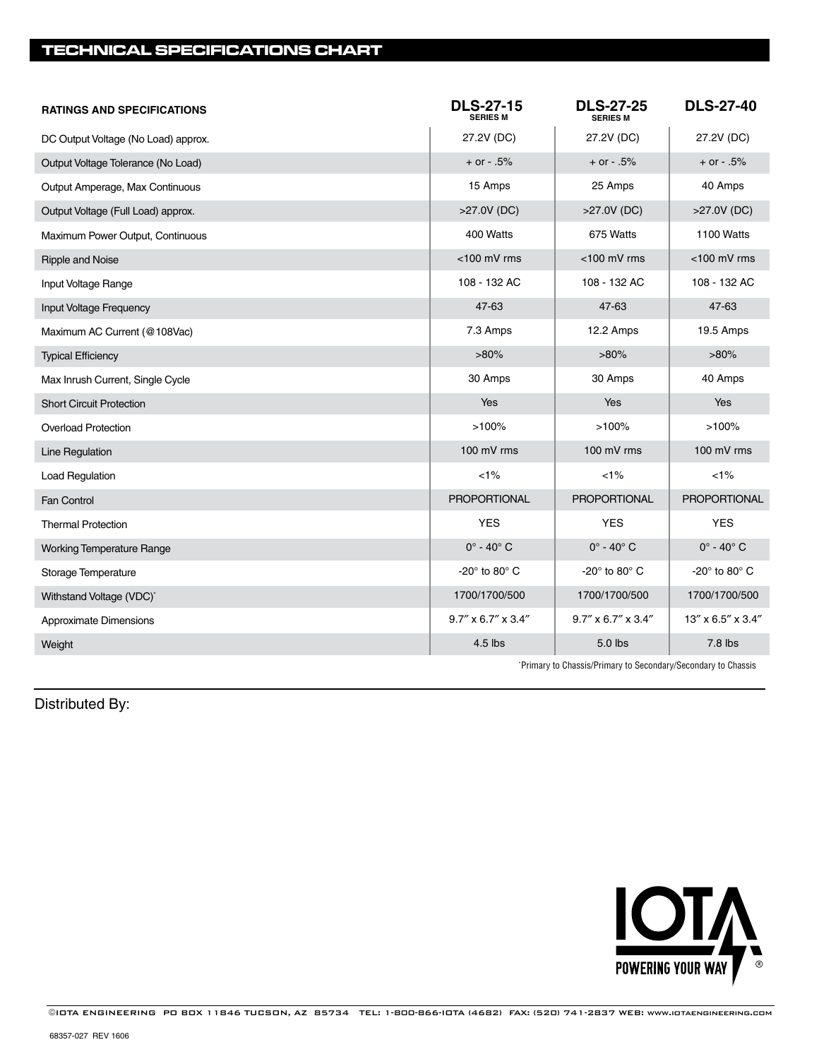## TECHNICAL SPECIFICATIONS CHART

| RATINGS AND SPECIFICATIONS | DLS-27-15 SERIES M | DLS-27-25 SERIES M | DLS-27-40 |
|---|---|---|---|
| DC Output Voltage (No Load) approx. | 27.2V (DC) | 27.2V (DC) | 27.2V (DC) |
| Output Voltage Tolerance (No Load) | + or - .5% | + or - .5% | + or - .5% |
| Output Amperage, Max Continuous | 15 Amps | 25 Amps | 40 Amps |
| Output Voltage (Full Load) approx. | >27.0V (DC) | >27.0V (DC) | >27.0V (DC) |
| Maximum Power Output, Continuous | 400 Watts | 675 Watts | 1100 Watts |
| Ripple and Noise | <100 mV rms | <100 mV rms | <100 mV rms |
| Input Voltage Range | 108 - 132 AC | 108 - 132 AC | 108 - 132 AC |
| Input Voltage Frequency | 47-63 | 47-63 | 47-63 |
| Maximum AC Current (@108Vac) | 7.3 Amps | 12.2 Amps | 19.5 Amps |
| Typical Efficiency | >80% | >80% | >80% |
| Max Inrush Current, Single Cycle | 30 Amps | 30 Amps | 40 Amps |
| Short Circuit Protection | Yes | Yes | Yes |
| Overload Protection | >100% | >100% | >100% |
| Line Regulation | 100 mV rms | 100 mV rms | 100 mV rms |
| Load Regulation | <1% | <1% | <1% |
| Fan Control | PROPORTIONAL | PROPORTIONAL | PROPORTIONAL |
| Thermal Protection | YES | YES | YES |
| Working Temperature Range | 0° - 40° C | 0° - 40° C | 0° - 40° C |
| Storage Temperature | -20° to 80° C | -20° to 80° C | -20° to 80° C |
| Withstand Voltage (VDC)* | 1700/1700/500 | 1700/1700/500 | 1700/1700/500 |
| Approximate Dimensions | 9.7″ x 6.7″ x 3.4″ | 9.7″ x 6.7″ x 3.4″ | 13″ x 6.5″ x 3.4″ |
| Weight | 4.5 lbs | 5.0 lbs | 7.8 lbs |

*Primary to Chassis/Primary to Secondary/Secondary to Chassis

Distributed By:

IOTA
POWERING YOUR WAY ®

©IOTA ENGINEERING PO BOX 11846 TUCSON, AZ 85734 TEL: 1-800-866-IOTA (4682) FAX: (520) 741-2837 WEB: www.iotaengineering.com

68357-027 REV 1606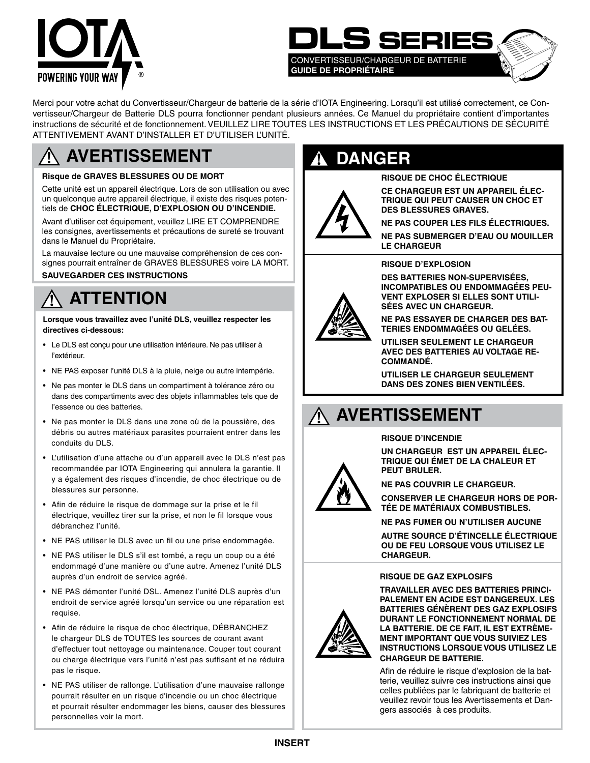# DLS SERIES

CONVERTISSEUR/CHARGEUR DE BATTERIE
**GUIDE DE PROPRIÉTAIRE**

IOTA POWERING YOUR WAY ®

Merci pour votre achat du Convertisseur/Chargeur de batterie de la série d'IOTA Engineering. Lorsqu'il est utilisé correctement, ce Convertisseur/Chargeur de Batterie DLS pourra fonctionner pendant plusieurs années. Ce Manuel du propriétaire contient d'importantes instructions de sécurité et de fonctionnement. VEUILLEZ LIRE TOUTES LES INSTRUCTIONS ET LES PRÉCAUTIONS DE SÉCURITÉ ATTENTIVEMENT AVANT D'INSTALLER ET D'UTILISER L'UNITÉ.

## ⚠ AVERTISSEMENT

**Risque de GRAVES BLESSURES OU DE MORT**

Cette unité est un appareil électrique. Lors de son utilisation ou avec un quelconque autre appareil électrique, il existe des risques potentiels de **CHOC ÉLECTRIQUE, D'EXPLOSION OU D'INCENDIE.**

Avant d'utiliser cet équipement, veuillez LIRE ET COMPRENDRE les consignes, avertissements et précautions de sureté se trouvant dans le Manuel du Propriétaire.

La mauvaise lecture ou une mauvaise compréhension de ces consignes pourrait entraîner de GRAVES BLESSURES voire LA MORT.

**SAUVEGARDER CES INSTRUCTIONS**

## ⚠ ATTENTION

**Lorsque vous travaillez avec l'unité DLS, veuillez respecter les directives ci-dessous:**

- Le DLS est conçu pour une utilisation intérieure. Ne pas utiliser à l'extérieur.
- NE PAS exposer l'unité DLS à la pluie, neige ou autre intempérie.
- Ne pas monter le DLS dans un compartiment à tolérance zéro ou dans des compartiments avec des objets inflammables tels que de l'essence ou des batteries.
- Ne pas monter le DLS dans une zone où de la poussière, des débris ou autres matériaux parasites pourraient entrer dans les conduits du DLS.
- L'utilisation d'une attache ou d'un appareil avec le DLS n'est pas recommandée par IOTA Engineering qui annulera la garantie. Il y a également des risques d'incendie, de choc électrique ou de blessures sur personne.
- Afin de réduire le risque de dommage sur la prise et le fil électrique, veuillez tirer sur la prise, et non le fil lorsque vous débranchez l'unité.
- NE PAS utiliser le DLS avec un fil ou une prise endommagée.
- NE PAS utiliser le DLS s'il est tombé, a reçu un coup ou a été endommagé d'une manière ou d'une autre. Amenez l'unité DLS auprès d'un endroit de service agréé.
- NE PAS démonter l'unité DSL. Amenez l'unité DLS auprès d'un endroit de service agréé lorsqu'un service ou une réparation est requise.
- Afin de réduire le risque de choc électrique, DÉBRANCHEZ le chargeur DLS de TOUTES les sources de courant avant d'effectuer tout nettoyage ou maintenance. Couper tout courant ou charge électrique vers l'unité n'est pas suffisant et ne réduira pas le risque.
- NE PAS utiliser de rallonge. L'utilisation d'une mauvaise rallonge pourrait résulter en un risque d'incendie ou un choc électrique et pourrait résulter endommager les biens, causer des blessures personnelles voir la mort.

## ⚠ DANGER

**RISQUE DE CHOC ÉLECTRIQUE**

**CE CHARGEUR EST UN APPAREIL ÉLECTRIQUE QUI PEUT CAUSER UN CHOC ET DES BLESSURES GRAVES.**

**NE PAS COUPER LES FILS ÉLECTRIQUES.**

**NE PAS SUBMERGER D'EAU OU MOUILLER LE CHARGEUR**

**RISQUE D'EXPLOSION**

**DES BATTERIES NON-SUPERVISÉES, INCOMPATIBLES OU ENDOMMAGÉES PEUVENT EXPLOSER SI ELLES SONT UTILISÉES AVEC UN CHARGEUR.**

**NE PAS ESSAYER DE CHARGER DES BATTERIES ENDOMMAGÉES OU GELÉES.**

**UTILISER SEULEMENT LE CHARGEUR AVEC DES BATTERIES AU VOLTAGE RECOMMANDÉ.**

**UTILISER LE CHARGEUR SEULEMENT DANS DES ZONES BIEN VENTILÉES.**

## ⚠ AVERTISSEMENT

**RISQUE D'INCENDIE**

**UN CHARGEUR EST UN APPAREIL ÉLECTRIQUE QUI ÉMET DE LA CHALEUR ET PEUT BRULER.**

**NE PAS COUVRIR LE CHARGEUR.**

**CONSERVER LE CHARGEUR HORS DE PORTÉE DE MATÉRIAUX COMBUSTIBLES.**

**NE PAS FUMER OU N'UTILISER AUCUNE**

**AUTRE SOURCE D'ÉTINCELLE ÉLECTRIQUE OU DE FEU LORSQUE VOUS UTILISEZ LE CHARGEUR.**

**RISQUE DE GAZ EXPLOSIFS**

**TRAVAILLER AVEC DES BATTERIES PRINCIPALEMENT EN ACIDE EST DANGEREUX. LES BATTERIES GÉNÈRENT DES GAZ EXPLOSIFS DURANT LE FONCTIONNEMENT NORMAL DE LA BATTERIE. DE CE FAIT, IL EST EXTRÊMEMENT IMPORTANT QUE VOUS SUIVIEZ LES INSTRUCTIONS LORSQUE VOUS UTILISEZ LE CHARGEUR DE BATTERIE.**

Afin de réduire le risque d'explosion de la batterie, veuillez suivre ces instructions ainsi que celles publiées par le fabriquant de batterie et veuillez revoir tous les Avertissements et Dangers associés à ces produits.

**INSERT**